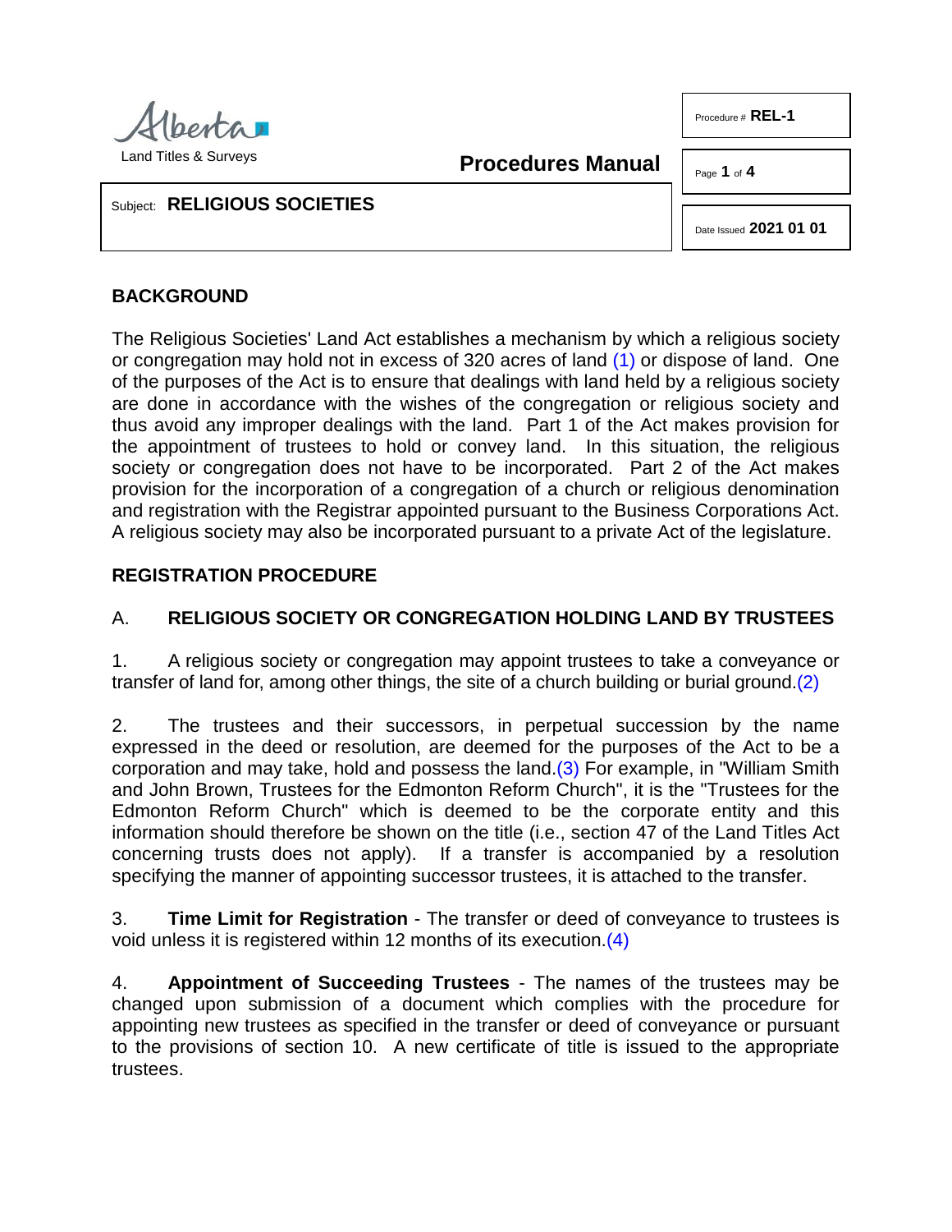Land Titles & Surveys

**Procedures Manual**

Procedure # **REL-1**

Subject: **RELIGIOUS SOCIETIES**

Date Issued **2021 01 01**

## BACKGROUND

The Religious Societies' Land Act establishes a mechanism by which a religious society or congregation may hold not in excess of 320 acres of land (1) or dispose of land. One of the purposes of the Act is to ensure that dealings with land held by a religious society are done in accordance with the wishes of the congregation or religious society and thus avoid any improper dealings with the land. Part 1 of the Act makes provision for the appointment of trustees to hold or convey land. In this situation, the religious society or congregation does not have to be incorporated. Part 2 of the Act makes provision for the incorporation of a congregation of a church or religious denomination and registration with the Registrar appointed pursuant to the Business Corporations Act. A religious society may also be incorporated pursuant to a private Act of the legislature.

## REGISTRATION PROCEDURE

### A. RELIGIOUS SOCIETY OR CONGREGATION HOLDING LAND BY TRUSTEES

1. A religious society or congregation may appoint trustees to take a conveyance or transfer of land for, among other things, the site of a church building or burial ground.(2)

2. The trustees and their successors, in perpetual succession by the name expressed in the deed or resolution, are deemed for the purposes of the Act to be a corporation and may take, hold and possess the land.(3) For example, in "William Smith and John Brown, Trustees for the Edmonton Reform Church", it is the "Trustees for the Edmonton Reform Church" which is deemed to be the corporate entity and this information should therefore be shown on the title (i.e., section 47 of the Land Titles Act concerning trusts does not apply). If a transfer is accompanied by a resolution specifying the manner of appointing successor trustees, it is attached to the transfer.

3. **Time Limit for Registration** - The transfer or deed of conveyance to trustees is void unless it is registered within 12 months of its execution.(4)

4. **Appointment of Succeeding Trustees** - The names of the trustees may be changed upon submission of a document which complies with the procedure for appointing new trustees as specified in the transfer or deed of conveyance or pursuant to the provisions of section 10. A new certificate of title is issued to the appropriate trustees.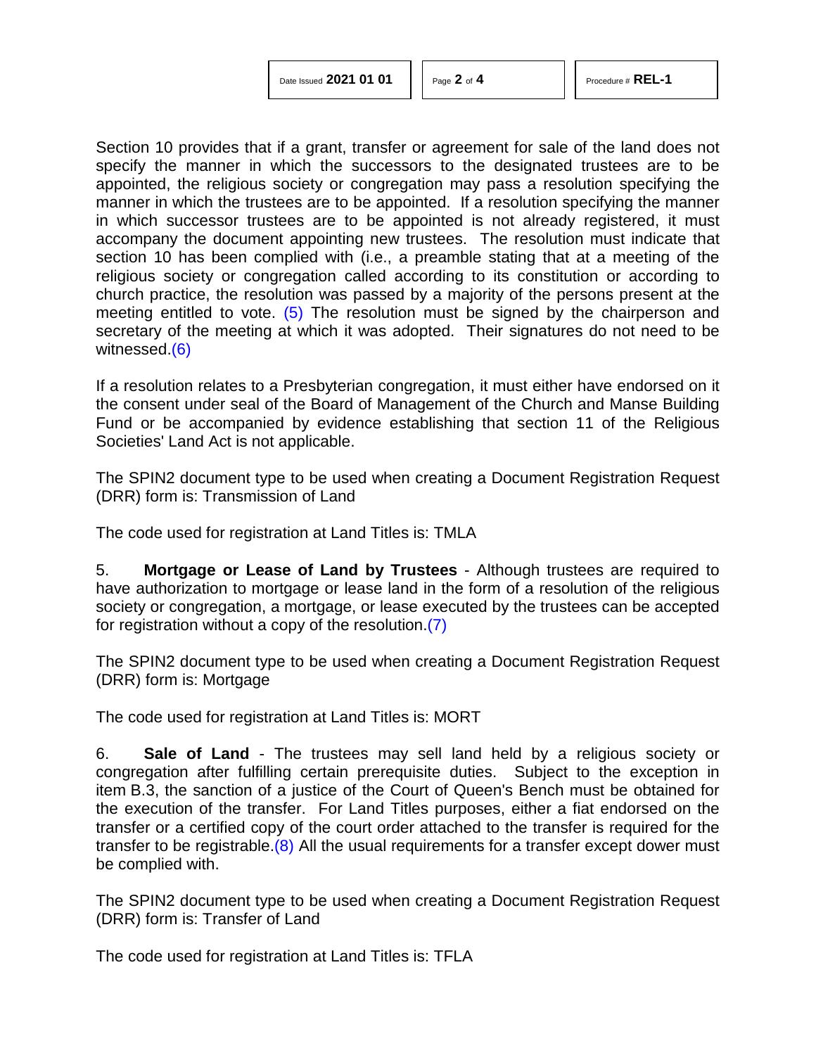Section 10 provides that if a grant, transfer or agreement for sale of the land does not specify the manner in which the successors to the designated trustees are to be appointed, the religious society or congregation may pass a resolution specifying the manner in which the trustees are to be appointed. If a resolution specifying the manner in which successor trustees are to be appointed is not already registered, it must accompany the document appointing new trustees. The resolution must indicate that section 10 has been complied with (i.e., a preamble stating that at a meeting of the religious society or congregation called according to its constitution or according to church practice, the resolution was passed by a majority of the persons present at the meeting entitled to vote. (5) The resolution must be signed by the chairperson and secretary of the meeting at which it was adopted. Their signatures do not need to be witnessed.(6)

If a resolution relates to a Presbyterian congregation, it must either have endorsed on it the consent under seal of the Board of Management of the Church and Manse Building Fund or be accompanied by evidence establishing that section 11 of the Religious Societies' Land Act is not applicable.

The SPIN2 document type to be used when creating a Document Registration Request (DRR) form is: Transmission of Land

The code used for registration at Land Titles is: TMLA

5. **Mortgage or Lease of Land by Trustees** - Although trustees are required to have authorization to mortgage or lease land in the form of a resolution of the religious society or congregation, a mortgage, or lease executed by the trustees can be accepted for registration without a copy of the resolution.(7)

The SPIN2 document type to be used when creating a Document Registration Request (DRR) form is: Mortgage

The code used for registration at Land Titles is: MORT

6. **Sale of Land** - The trustees may sell land held by a religious society or congregation after fulfilling certain prerequisite duties. Subject to the exception in item B.3, the sanction of a justice of the Court of Queen's Bench must be obtained for the execution of the transfer. For Land Titles purposes, either a fiat endorsed on the transfer or a certified copy of the court order attached to the transfer is required for the transfer to be registrable.(8) All the usual requirements for a transfer except dower must be complied with.

The SPIN2 document type to be used when creating a Document Registration Request (DRR) form is: Transfer of Land

The code used for registration at Land Titles is: TFLA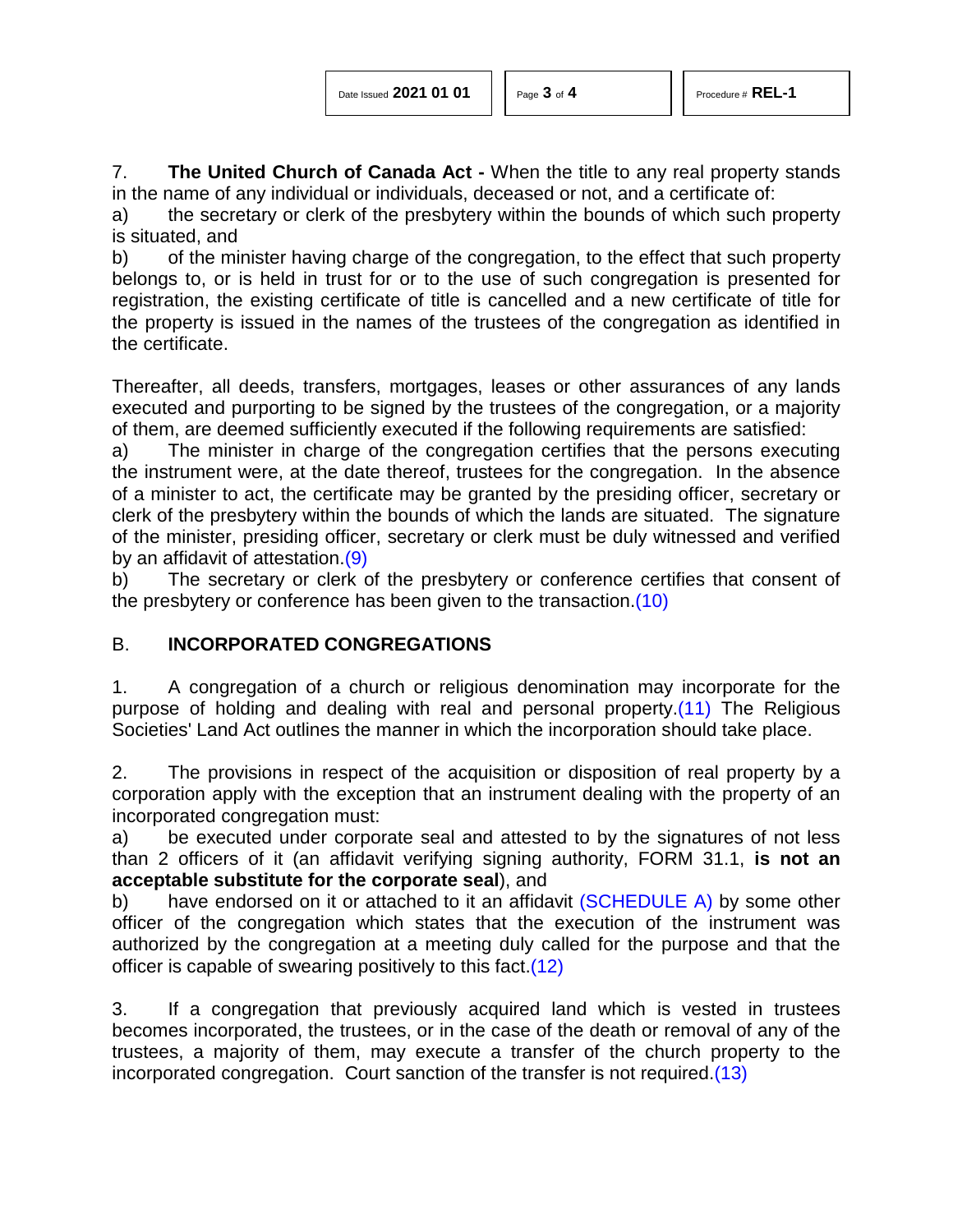7. **The United Church of Canada Act -** When the title to any real property stands in the name of any individual or individuals, deceased or not, and a certificate of:

a) the secretary or clerk of the presbytery within the bounds of which such property is situated, and

b) of the minister having charge of the congregation, to the effect that such property belongs to, or is held in trust for or to the use of such congregation is presented for registration, the existing certificate of title is cancelled and a new certificate of title for the property is issued in the names of the trustees of the congregation as identified in the certificate.

Thereafter, all deeds, transfers, mortgages, leases or other assurances of any lands executed and purporting to be signed by the trustees of the congregation, or a majority of them, are deemed sufficiently executed if the following requirements are satisfied:

a) The minister in charge of the congregation certifies that the persons executing the instrument were, at the date thereof, trustees for the congregation. In the absence of a minister to act, the certificate may be granted by the presiding officer, secretary or clerk of the presbytery within the bounds of which the lands are situated. The signature of the minister, presiding officer, secretary or clerk must be duly witnessed and verified by an affidavit of attestation.(9)

b) The secretary or clerk of the presbytery or conference certifies that consent of the presbytery or conference has been given to the transaction.(10)

## B. INCORPORATED CONGREGATIONS

1. A congregation of a church or religious denomination may incorporate for the purpose of holding and dealing with real and personal property.(11) The Religious Societies' Land Act outlines the manner in which the incorporation should take place.

2. The provisions in respect of the acquisition or disposition of real property by a corporation apply with the exception that an instrument dealing with the property of an incorporated congregation must:

a) be executed under corporate seal and attested to by the signatures of not less than 2 officers of it (an affidavit verifying signing authority, FORM 31.1, **is not an acceptable substitute for the corporate seal**), and

b) have endorsed on it or attached to it an affidavit (SCHEDULE A) by some other officer of the congregation which states that the execution of the instrument was authorized by the congregation at a meeting duly called for the purpose and that the officer is capable of swearing positively to this fact.(12)

3. If a congregation that previously acquired land which is vested in trustees becomes incorporated, the trustees, or in the case of the death or removal of any of the trustees, a majority of them, may execute a transfer of the church property to the incorporated congregation. Court sanction of the transfer is not required.(13)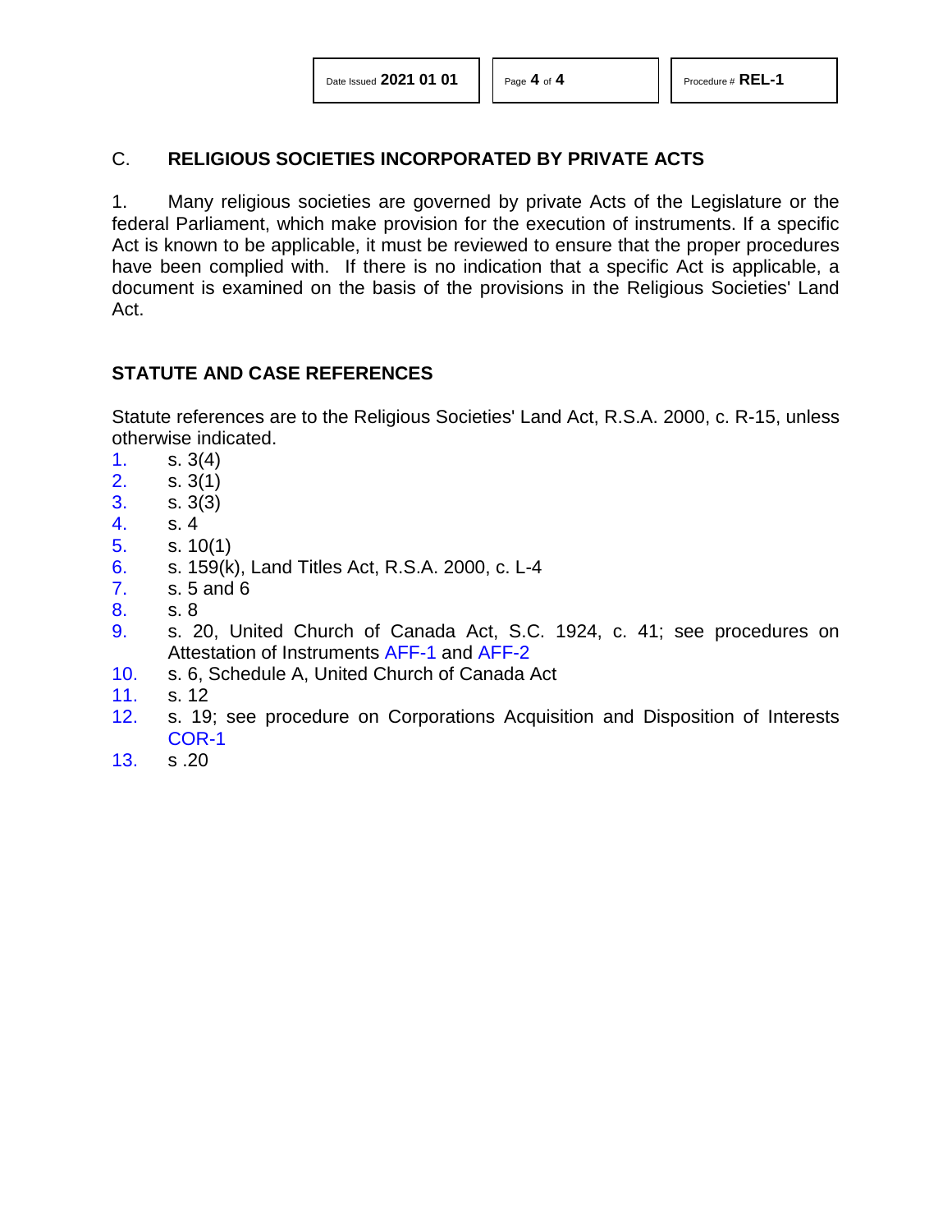## C. RELIGIOUS SOCIETIES INCORPORATED BY PRIVATE ACTS

1. Many religious societies are governed by private Acts of the Legislature or the federal Parliament, which make provision for the execution of instruments. If a specific Act is known to be applicable, it must be reviewed to ensure that the proper procedures have been complied with. If there is no indication that a specific Act is applicable, a document is examined on the basis of the provisions in the Religious Societies' Land Act.

## STATUTE AND CASE REFERENCES

Statute references are to the Religious Societies' Land Act, R.S.A. 2000, c. R-15, unless otherwise indicated.

1. s. 3(4)
2. s. 3(1)
3. s. 3(3)
4. s. 4
5. s. 10(1)
6. s. 159(k), Land Titles Act, R.S.A. 2000, c. L-4
7. s. 5 and 6
8. s. 8
9. s. 20, United Church of Canada Act, S.C. 1924, c. 41; see procedures on Attestation of Instruments AFF-1 and AFF-2
10. s. 6, Schedule A, United Church of Canada Act
11. s. 12
12. s. 19; see procedure on Corporations Acquisition and Disposition of Interests COR-1
13. s .20